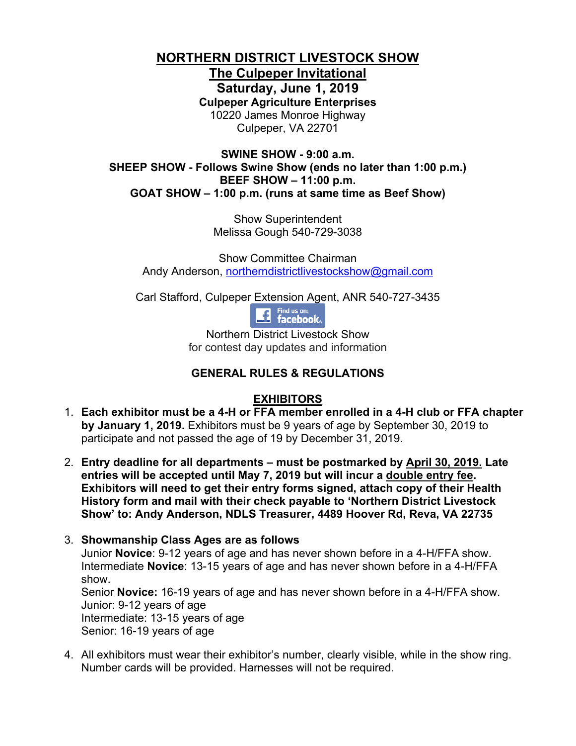# NORTHERN DISTRICT LIVESTOCK SHOW

## The Culpeper Invitational

**Saturday, June 1, 2019**

**Culpeper Agriculture Enterprises**

10220 James Monroe Highway
Culpeper, VA 22701

**SWINE SHOW - 9:00 a.m.**
**SHEEP SHOW - Follows Swine Show (ends no later than 1:00 p.m.)**
**BEEF SHOW – 11:00 p.m.**
**GOAT SHOW – 1:00 p.m. (runs at same time as Beef Show)**

Show Superintendent
Melissa Gough 540-729-3038

Show Committee Chairman
Andy Anderson, northerndistrictlivestockshow@gmail.com

Carl Stafford, Culpeper Extension Agent, ANR 540-727-3435

Find us on: facebook

Northern District Livestock Show
for contest day updates and information

## GENERAL RULES & REGULATIONS

### EXHIBITORS

1. **Each exhibitor must be a 4-H or FFA member enrolled in a 4-H club or FFA chapter by January 1, 2019.** Exhibitors must be 9 years of age by September 30, 2019 to participate and not passed the age of 19 by December 31, 2019.

2. **Entry deadline for all departments – must be postmarked by April 30, 2019. Late entries will be accepted until May 7, 2019 but will incur a double entry fee. Exhibitors will need to get their entry forms signed, attach copy of their Health History form and mail with their check payable to 'Northern District Livestock Show' to: Andy Anderson, NDLS Treasurer, 4489 Hoover Rd, Reva, VA 22735**

3. **Showmanship Class Ages are as follows**
   Junior **Novice**: 9-12 years of age and has never shown before in a 4-H/FFA show.
   Intermediate **Novice**: 13-15 years of age and has never shown before in a 4-H/FFA show.
   Senior **Novice:** 16-19 years of age and has never shown before in a 4-H/FFA show.
   Junior: 9-12 years of age
   Intermediate: 13-15 years of age
   Senior: 16-19 years of age

4. All exhibitors must wear their exhibitor's number, clearly visible, while in the show ring. Number cards will be provided. Harnesses will not be required.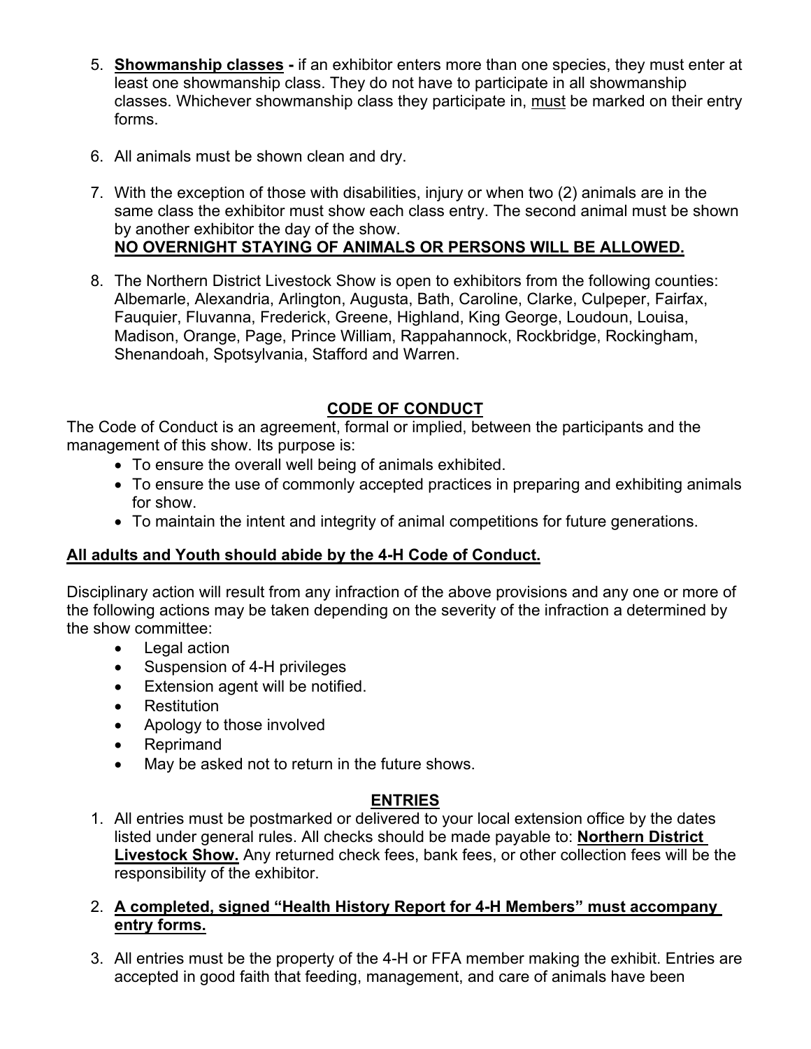5. **Showmanship classes -** if an exhibitor enters more than one species, they must enter at least one showmanship class. They do not have to participate in all showmanship classes. Whichever showmanship class they participate in, must be marked on their entry forms.

6. All animals must be shown clean and dry.

7. With the exception of those with disabilities, injury or when two (2) animals are in the same class the exhibitor must show each class entry. The second animal must be shown by another exhibitor the day of the show.
   **NO OVERNIGHT STAYING OF ANIMALS OR PERSONS WILL BE ALLOWED.**

8. The Northern District Livestock Show is open to exhibitors from the following counties: Albemarle, Alexandria, Arlington, Augusta, Bath, Caroline, Clarke, Culpeper, Fairfax, Fauquier, Fluvanna, Frederick, Greene, Highland, King George, Loudoun, Louisa, Madison, Orange, Page, Prince William, Rappahannock, Rockbridge, Rockingham, Shenandoah, Spotsylvania, Stafford and Warren.

## CODE OF CONDUCT

The Code of Conduct is an agreement, formal or implied, between the participants and the management of this show. Its purpose is:

- To ensure the overall well being of animals exhibited.
- To ensure the use of commonly accepted practices in preparing and exhibiting animals for show.
- To maintain the intent and integrity of animal competitions for future generations.

**All adults and Youth should abide by the 4-H Code of Conduct.**

Disciplinary action will result from any infraction of the above provisions and any one or more of the following actions may be taken depending on the severity of the infraction a determined by the show committee:

- Legal action
- Suspension of 4-H privileges
- Extension agent will be notified.
- Restitution
- Apology to those involved
- Reprimand
- May be asked not to return in the future shows.

## ENTRIES

1. All entries must be postmarked or delivered to your local extension office by the dates listed under general rules. All checks should be made payable to: **Northern District Livestock Show.** Any returned check fees, bank fees, or other collection fees will be the responsibility of the exhibitor.

2. **A completed, signed "Health History Report for 4-H Members" must accompany entry forms.**

3. All entries must be the property of the 4-H or FFA member making the exhibit. Entries are accepted in good faith that feeding, management, and care of animals have been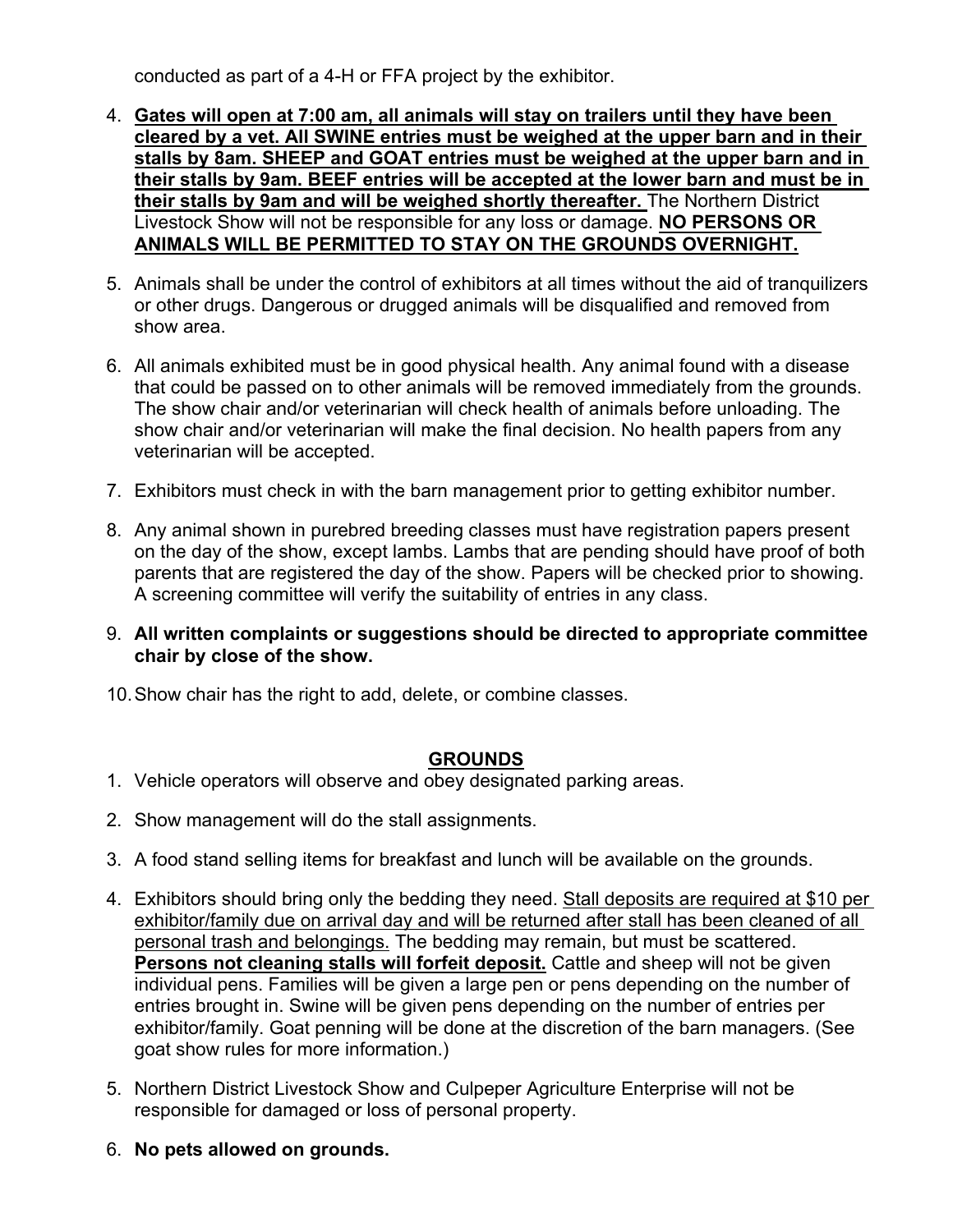conducted as part of a 4-H or FFA project by the exhibitor.

4. **<u>Gates will open at 7:00 am, all animals will stay on trailers until they have been cleared by a vet. All SWINE entries must be weighed at the upper barn and in their stalls by 8am. SHEEP and GOAT entries must be weighed at the upper barn and in their stalls by 9am. BEEF entries will be accepted at the lower barn and must be in their stalls by 9am and will be weighed shortly thereafter.</u>** The Northern District Livestock Show will not be responsible for any loss or damage. **<u>NO PERSONS OR ANIMALS WILL BE PERMITTED TO STAY ON THE GROUNDS OVERNIGHT.</u>**

5. Animals shall be under the control of exhibitors at all times without the aid of tranquilizers or other drugs. Dangerous or drugged animals will be disqualified and removed from show area.

6. All animals exhibited must be in good physical health. Any animal found with a disease that could be passed on to other animals will be removed immediately from the grounds. The show chair and/or veterinarian will check health of animals before unloading. The show chair and/or veterinarian will make the final decision. No health papers from any veterinarian will be accepted.

7. Exhibitors must check in with the barn management prior to getting exhibitor number.

8. Any animal shown in purebred breeding classes must have registration papers present on the day of the show, except lambs. Lambs that are pending should have proof of both parents that are registered the day of the show. Papers will be checked prior to showing. A screening committee will verify the suitability of entries in any class.

9. **All written complaints or suggestions should be directed to appropriate committee chair by close of the show.**

10. Show chair has the right to add, delete, or combine classes.

## <u>GROUNDS</u>

1. Vehicle operators will observe and obey designated parking areas.

2. Show management will do the stall assignments.

3. A food stand selling items for breakfast and lunch will be available on the grounds.

4. Exhibitors should bring only the bedding they need. <u>Stall deposits are required at $10 per exhibitor/family due on arrival day and will be returned after stall has been cleaned of all personal trash and belongings.</u> The bedding may remain, but must be scattered. **<u>Persons not cleaning stalls will forfeit deposit.</u>** Cattle and sheep will not be given individual pens. Families will be given a large pen or pens depending on the number of entries brought in. Swine will be given pens depending on the number of entries per exhibitor/family. Goat penning will be done at the discretion of the barn managers. (See goat show rules for more information.)

5. Northern District Livestock Show and Culpeper Agriculture Enterprise will not be responsible for damaged or loss of personal property.

6. **No pets allowed on grounds.**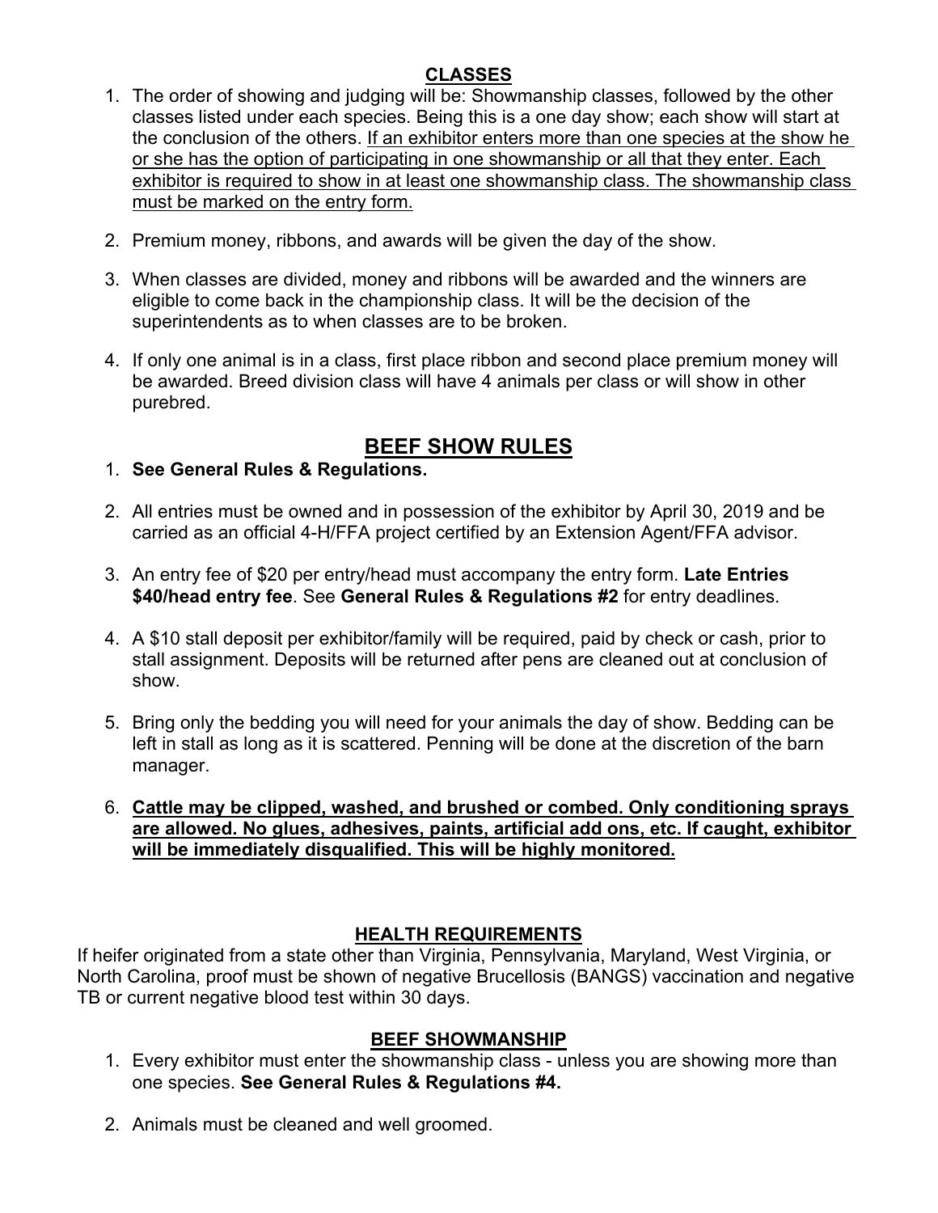## CLASSES

1. The order of showing and judging will be: Showmanship classes, followed by the other classes listed under each species. Being this is a one day show; each show will start at the conclusion of the others. <u>If an exhibitor enters more than one species at the show he or she has the option of participating in one showmanship or all that they enter. Each exhibitor is required to show in at least one showmanship class. The showmanship class must be marked on the entry form.</u>

2. Premium money, ribbons, and awards will be given the day of the show.

3. When classes are divided, money and ribbons will be awarded and the winners are eligible to come back in the championship class. It will be the decision of the superintendents as to when classes are to be broken.

4. If only one animal is in a class, first place ribbon and second place premium money will be awarded. Breed division class will have 4 animals per class or will show in other purebred.

# BEEF SHOW RULES

1. **See General Rules & Regulations.**

2. All entries must be owned and in possession of the exhibitor by April 30, 2019 and be carried as an official 4-H/FFA project certified by an Extension Agent/FFA advisor.

3. An entry fee of $20 per entry/head must accompany the entry form. **Late Entries $40/head entry fee**. See **General Rules & Regulations #2** for entry deadlines.

4. A $10 stall deposit per exhibitor/family will be required, paid by check or cash, prior to stall assignment. Deposits will be returned after pens are cleaned out at conclusion of show.

5. Bring only the bedding you will need for your animals the day of show. Bedding can be left in stall as long as it is scattered. Penning will be done at the discretion of the barn manager.

6. **<u>Cattle may be clipped, washed, and brushed or combed. Only conditioning sprays are allowed. No glues, adhesives, paints, artificial add ons, etc. If caught, exhibitor will be immediately disqualified. This will be highly monitored.</u>**

## HEALTH REQUIREMENTS

If heifer originated from a state other than Virginia, Pennsylvania, Maryland, West Virginia, or North Carolina, proof must be shown of negative Brucellosis (BANGS) vaccination and negative TB or current negative blood test within 30 days.

## BEEF SHOWMANSHIP

1. Every exhibitor must enter the showmanship class - unless you are showing more than one species. **See General Rules & Regulations #4.**

2. Animals must be cleaned and well groomed.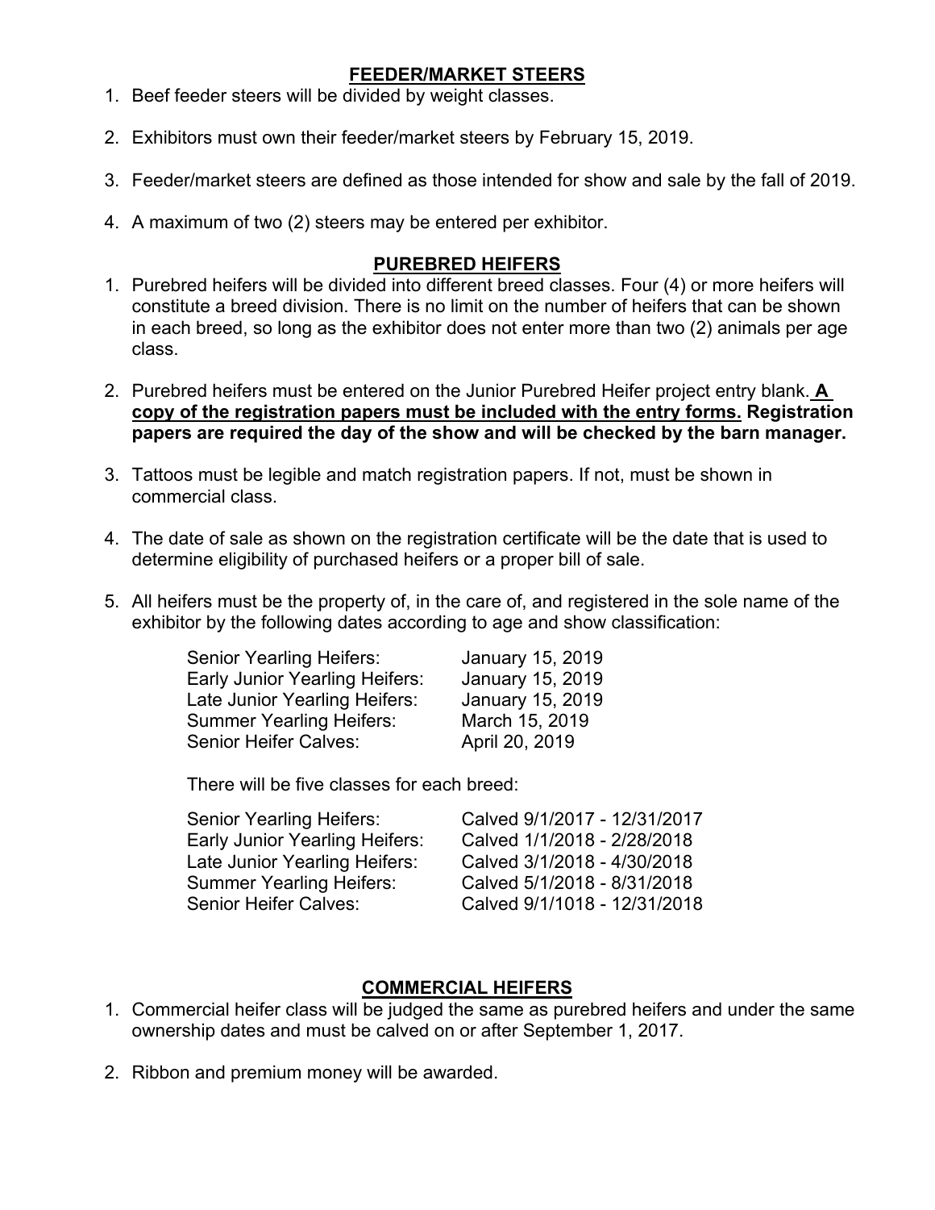## FEEDER/MARKET STEERS

1. Beef feeder steers will be divided by weight classes.
2. Exhibitors must own their feeder/market steers by February 15, 2019.
3. Feeder/market steers are defined as those intended for show and sale by the fall of 2019.
4. A maximum of two (2) steers may be entered per exhibitor.

## PUREBRED HEIFERS

1. Purebred heifers will be divided into different breed classes. Four (4) or more heifers will constitute a breed division. There is no limit on the number of heifers that can be shown in each breed, so long as the exhibitor does not enter more than two (2) animals per age class.
2. Purebred heifers must be entered on the Junior Purebred Heifer project entry blank. **A copy of the registration papers must be included with the entry forms. Registration papers are required the day of the show and will be checked by the barn manager.**
3. Tattoos must be legible and match registration papers. If not, must be shown in commercial class.
4. The date of sale as shown on the registration certificate will be the date that is used to determine eligibility of purchased heifers or a proper bill of sale.
5. All heifers must be the property of, in the care of, and registered in the sole name of the exhibitor by the following dates according to age and show classification:

| | |
|---|---|
| Senior Yearling Heifers: | January 15, 2019 |
| Early Junior Yearling Heifers: | January 15, 2019 |
| Late Junior Yearling Heifers: | January 15, 2019 |
| Summer Yearling Heifers: | March 15, 2019 |
| Senior Heifer Calves: | April 20, 2019 |

There will be five classes for each breed:

| | |
|---|---|
| Senior Yearling Heifers: | Calved 9/1/2017 - 12/31/2017 |
| Early Junior Yearling Heifers: | Calved 1/1/2018 - 2/28/2018 |
| Late Junior Yearling Heifers: | Calved 3/1/2018 - 4/30/2018 |
| Summer Yearling Heifers: | Calved 5/1/2018 - 8/31/2018 |
| Senior Heifer Calves: | Calved 9/1/1018 - 12/31/2018 |

## COMMERCIAL HEIFERS

1. Commercial heifer class will be judged the same as purebred heifers and under the same ownership dates and must be calved on or after September 1, 2017.
2. Ribbon and premium money will be awarded.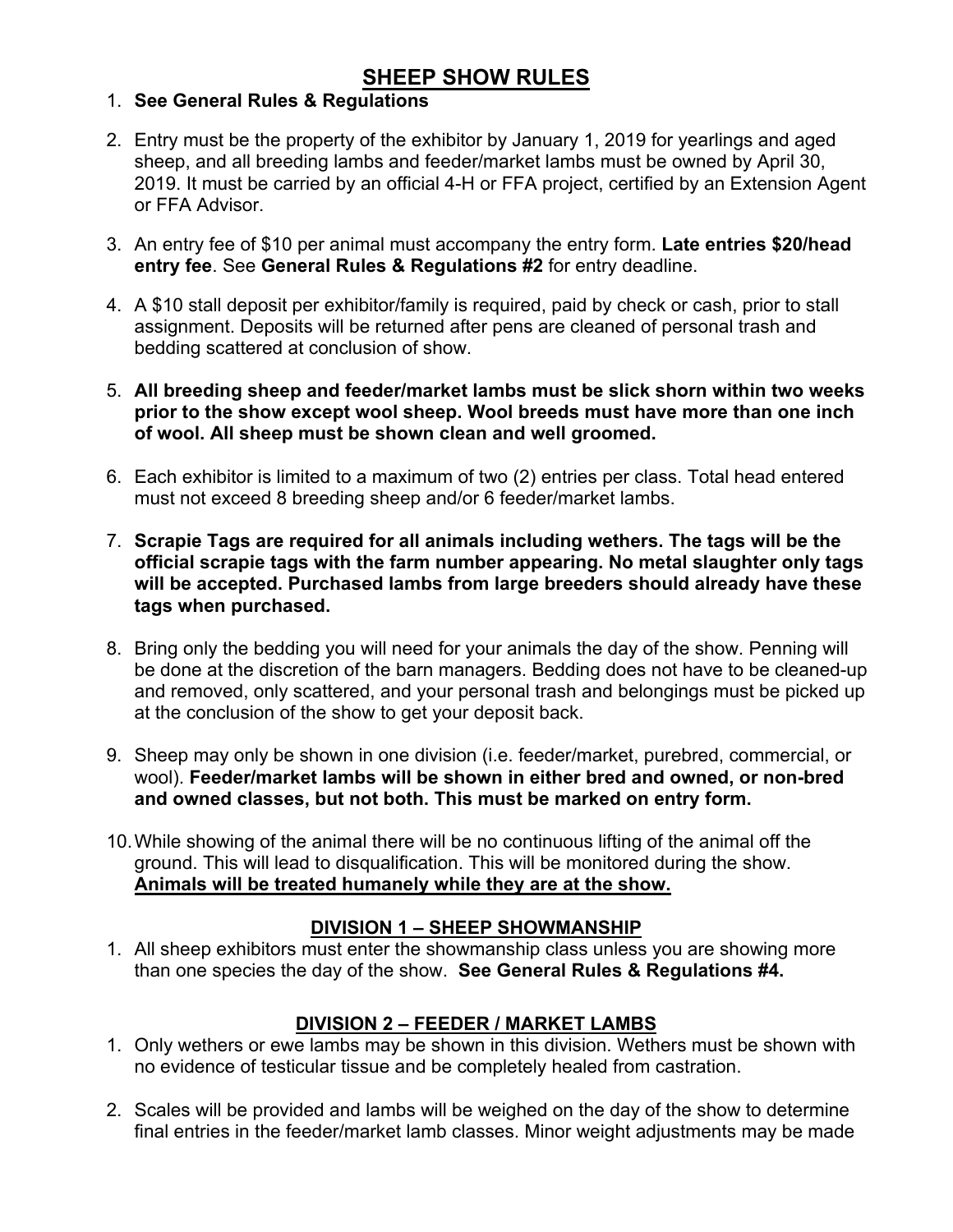# SHEEP SHOW RULES

1. **See General Rules & Regulations**
2. Entry must be the property of the exhibitor by January 1, 2019 for yearlings and aged sheep, and all breeding lambs and feeder/market lambs must be owned by April 30, 2019. It must be carried by an official 4-H or FFA project, certified by an Extension Agent or FFA Advisor.
3. An entry fee of $10 per animal must accompany the entry form. **Late entries $20/head entry fee**. See **General Rules & Regulations #2** for entry deadline.
4. A $10 stall deposit per exhibitor/family is required, paid by check or cash, prior to stall assignment. Deposits will be returned after pens are cleaned of personal trash and bedding scattered at conclusion of show.
5. **All breeding sheep and feeder/market lambs must be slick shorn within two weeks prior to the show except wool sheep. Wool breeds must have more than one inch of wool. All sheep must be shown clean and well groomed.**
6. Each exhibitor is limited to a maximum of two (2) entries per class. Total head entered must not exceed 8 breeding sheep and/or 6 feeder/market lambs.
7. **Scrapie Tags are required for all animals including wethers. The tags will be the official scrapie tags with the farm number appearing. No metal slaughter only tags will be accepted. Purchased lambs from large breeders should already have these tags when purchased.**
8. Bring only the bedding you will need for your animals the day of the show. Penning will be done at the discretion of the barn managers. Bedding does not have to be cleaned-up and removed, only scattered, and your personal trash and belongings must be picked up at the conclusion of the show to get your deposit back.
9. Sheep may only be shown in one division (i.e. feeder/market, purebred, commercial, or wool). **Feeder/market lambs will be shown in either bred and owned, or non-bred and owned classes, but not both. This must be marked on entry form.**
10. While showing of the animal there will be no continuous lifting of the animal off the ground. This will lead to disqualification. This will be monitored during the show. **Animals will be treated humanely while they are at the show.**

## DIVISION 1 – SHEEP SHOWMANSHIP

1. All sheep exhibitors must enter the showmanship class unless you are showing more than one species the day of the show. **See General Rules & Regulations #4.**

## DIVISION 2 – FEEDER / MARKET LAMBS

1. Only wethers or ewe lambs may be shown in this division. Wethers must be shown with no evidence of testicular tissue and be completely healed from castration.
2. Scales will be provided and lambs will be weighed on the day of the show to determine final entries in the feeder/market lamb classes. Minor weight adjustments may be made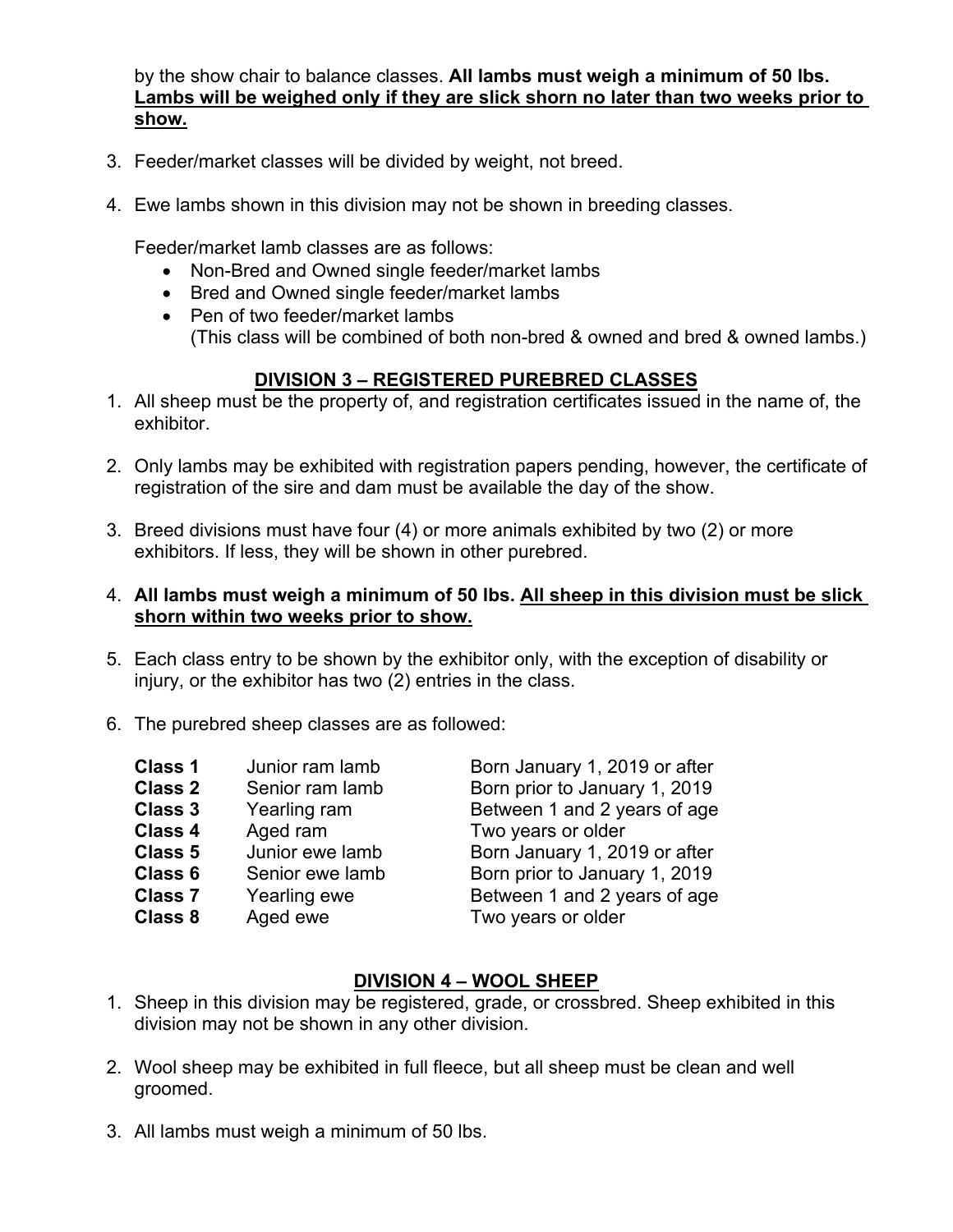by the show chair to balance classes. **All lambs must weigh a minimum of 50 lbs. <u>Lambs will be weighed only if they are slick shorn no later than two weeks prior to show.</u>**

3. Feeder/market classes will be divided by weight, not breed.

4. Ewe lambs shown in this division may not be shown in breeding classes.

   Feeder/market lamb classes are as follows:
   - Non-Bred and Owned single feeder/market lambs
   - Bred and Owned single feeder/market lambs
   - Pen of two feeder/market lambs
     (This class will be combined of both non-bred & owned and bred & owned lambs.)

## <u>DIVISION 3 – REGISTERED PUREBRED CLASSES</u>

1. All sheep must be the property of, and registration certificates issued in the name of, the exhibitor.

2. Only lambs may be exhibited with registration papers pending, however, the certificate of registration of the sire and dam must be available the day of the show.

3. Breed divisions must have four (4) or more animals exhibited by two (2) or more exhibitors. If less, they will be shown in other purebred.

4. **All lambs must weigh a minimum of 50 lbs. <u>All sheep in this division must be slick shorn within two weeks prior to show.</u>**

5. Each class entry to be shown by the exhibitor only, with the exception of disability or injury, or the exhibitor has two (2) entries in the class.

6. The purebred sheep classes are as followed:

| | | |
|---|---|---|
| **Class 1** | Junior ram lamb | Born January 1, 2019 or after |
| **Class 2** | Senior ram lamb | Born prior to January 1, 2019 |
| **Class 3** | Yearling ram | Between 1 and 2 years of age |
| **Class 4** | Aged ram | Two years or older |
| **Class 5** | Junior ewe lamb | Born January 1, 2019 or after |
| **Class 6** | Senior ewe lamb | Born prior to January 1, 2019 |
| **Class 7** | Yearling ewe | Between 1 and 2 years of age |
| **Class 8** | Aged ewe | Two years or older |

## <u>DIVISION 4 – WOOL SHEEP</u>

1. Sheep in this division may be registered, grade, or crossbred. Sheep exhibited in this division may not be shown in any other division.

2. Wool sheep may be exhibited in full fleece, but all sheep must be clean and well groomed.

3. All lambs must weigh a minimum of 50 lbs.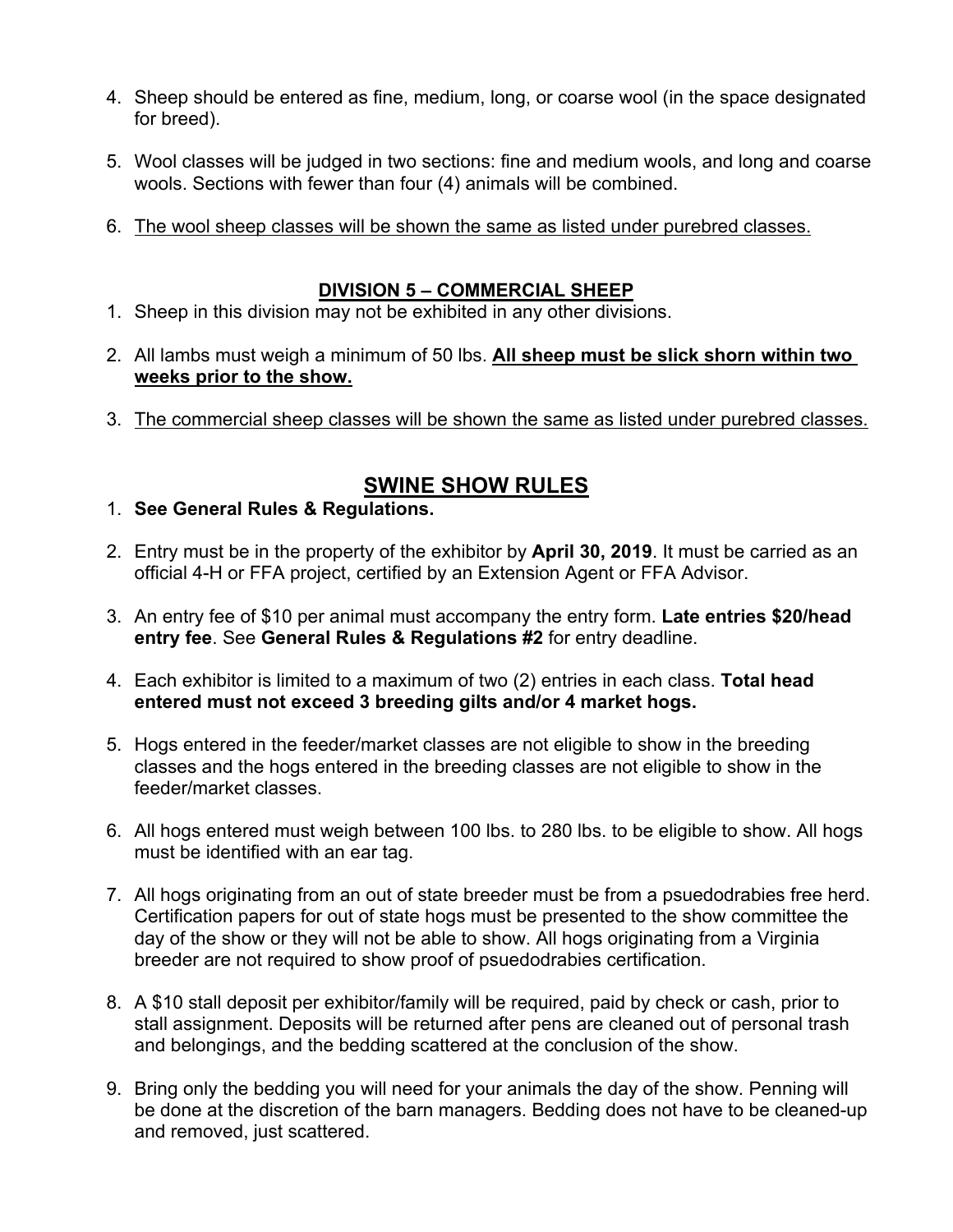4. Sheep should be entered as fine, medium, long, or coarse wool (in the space designated for breed).

5. Wool classes will be judged in two sections: fine and medium wools, and long and coarse wools. Sections with fewer than four (4) animals will be combined.

6. <u>The wool sheep classes will be shown the same as listed under purebred classes.</u>

### <u>DIVISION 5 – COMMERCIAL SHEEP</u>

1. Sheep in this division may not be exhibited in any other divisions.

2. All lambs must weigh a minimum of 50 lbs. **<u>All sheep must be slick shorn within two weeks prior to the show.</u>**

3. <u>The commercial sheep classes will be shown the same as listed under purebred classes.</u>

## <u>SWINE SHOW RULES</u>

1. **See General Rules & Regulations.**

2. Entry must be in the property of the exhibitor by **April 30, 2019**. It must be carried as an official 4-H or FFA project, certified by an Extension Agent or FFA Advisor.

3. An entry fee of $10 per animal must accompany the entry form. **Late entries $20/head entry fee**. See **General Rules & Regulations #2** for entry deadline.

4. Each exhibitor is limited to a maximum of two (2) entries in each class. **Total head entered must not exceed 3 breeding gilts and/or 4 market hogs.**

5. Hogs entered in the feeder/market classes are not eligible to show in the breeding classes and the hogs entered in the breeding classes are not eligible to show in the feeder/market classes.

6. All hogs entered must weigh between 100 lbs. to 280 lbs. to be eligible to show. All hogs must be identified with an ear tag.

7. All hogs originating from an out of state breeder must be from a psuedodrabies free herd. Certification papers for out of state hogs must be presented to the show committee the day of the show or they will not be able to show. All hogs originating from a Virginia breeder are not required to show proof of psuedodrabies certification.

8. A $10 stall deposit per exhibitor/family will be required, paid by check or cash, prior to stall assignment. Deposits will be returned after pens are cleaned out of personal trash and belongings, and the bedding scattered at the conclusion of the show.

9. Bring only the bedding you will need for your animals the day of the show. Penning will be done at the discretion of the barn managers. Bedding does not have to be cleaned-up and removed, just scattered.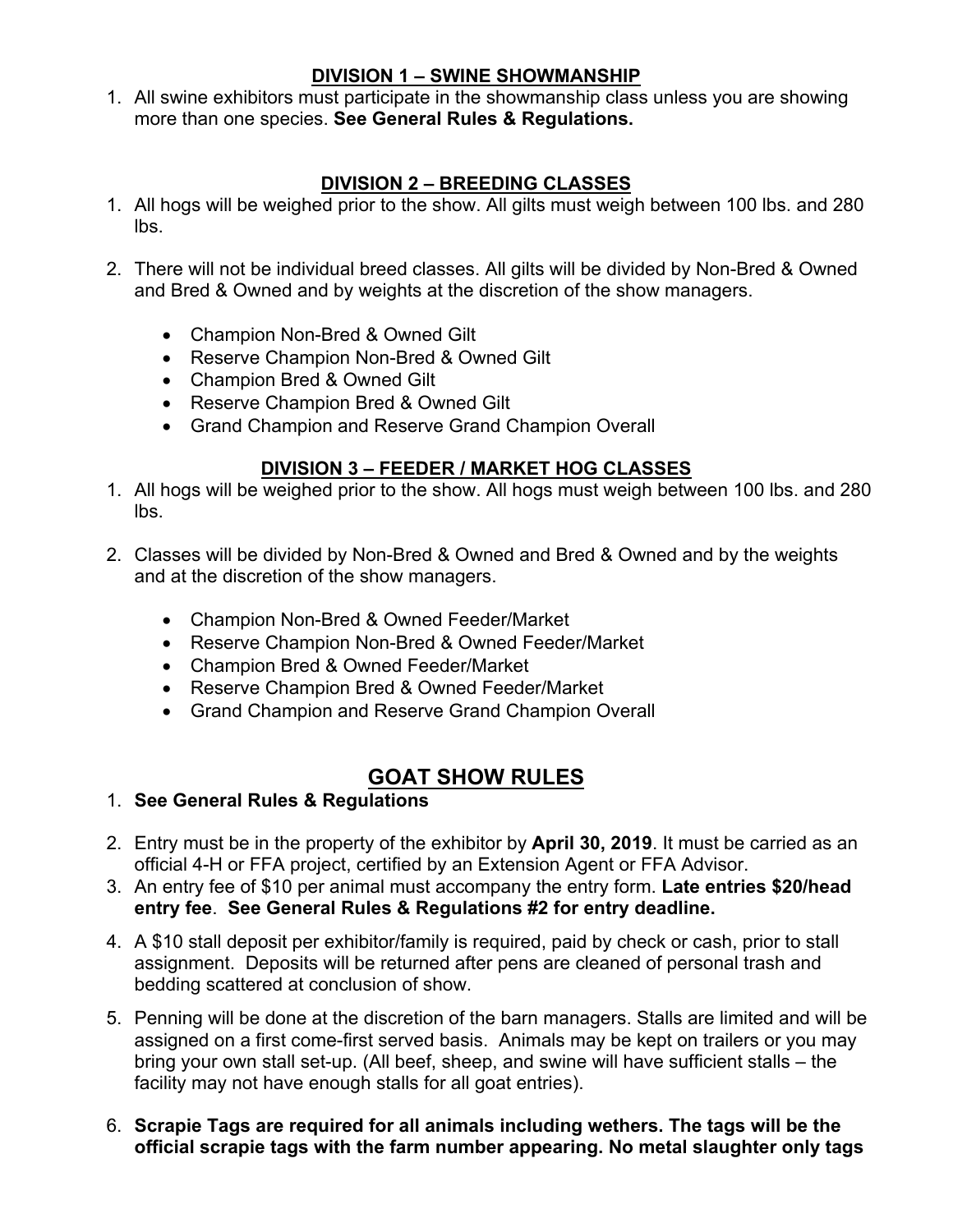### DIVISION 1 – SWINE SHOWMANSHIP

1. All swine exhibitors must participate in the showmanship class unless you are showing more than one species. **See General Rules & Regulations.**

### DIVISION 2 – BREEDING CLASSES

1. All hogs will be weighed prior to the show. All gilts must weigh between 100 lbs. and 280 lbs.

2. There will not be individual breed classes. All gilts will be divided by Non-Bred & Owned and Bred & Owned and by weights at the discretion of the show managers.

   - Champion Non-Bred & Owned Gilt
   - Reserve Champion Non-Bred & Owned Gilt
   - Champion Bred & Owned Gilt
   - Reserve Champion Bred & Owned Gilt
   - Grand Champion and Reserve Grand Champion Overall

### DIVISION 3 – FEEDER / MARKET HOG CLASSES

1. All hogs will be weighed prior to the show. All hogs must weigh between 100 lbs. and 280 lbs.

2. Classes will be divided by Non-Bred & Owned and Bred & Owned and by the weights and at the discretion of the show managers.

   - Champion Non-Bred & Owned Feeder/Market
   - Reserve Champion Non-Bred & Owned Feeder/Market
   - Champion Bred & Owned Feeder/Market
   - Reserve Champion Bred & Owned Feeder/Market
   - Grand Champion and Reserve Grand Champion Overall

## GOAT SHOW RULES

1. **See General Rules & Regulations**
2. Entry must be in the property of the exhibitor by **April 30, 2019**. It must be carried as an official 4-H or FFA project, certified by an Extension Agent or FFA Advisor.
3. An entry fee of $10 per animal must accompany the entry form. **Late entries $20/head entry fee**. **See General Rules & Regulations #2 for entry deadline.**
4. A $10 stall deposit per exhibitor/family is required, paid by check or cash, prior to stall assignment. Deposits will be returned after pens are cleaned of personal trash and bedding scattered at conclusion of show.
5. Penning will be done at the discretion of the barn managers. Stalls are limited and will be assigned on a first come-first served basis. Animals may be kept on trailers or you may bring your own stall set-up. (All beef, sheep, and swine will have sufficient stalls – the facility may not have enough stalls for all goat entries).
6. **Scrapie Tags are required for all animals including wethers. The tags will be the official scrapie tags with the farm number appearing. No metal slaughter only tags**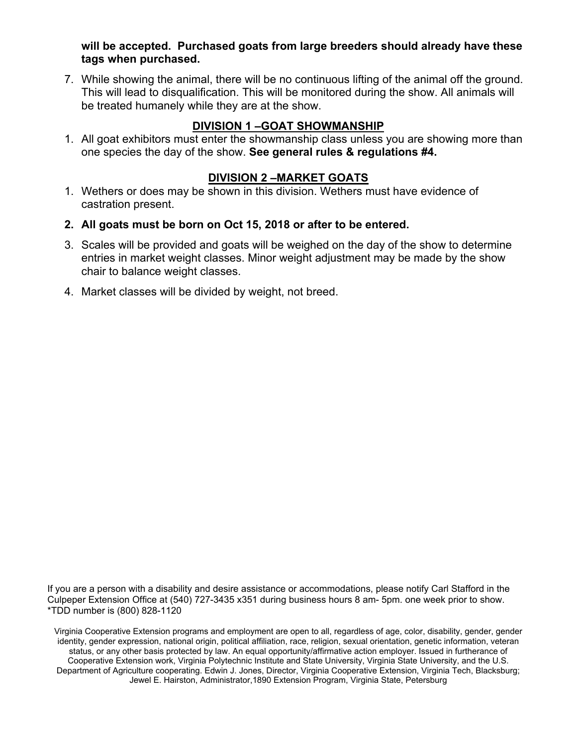**will be accepted. Purchased goats from large breeders should already have these tags when purchased.**

7. While showing the animal, there will be no continuous lifting of the animal off the ground. This will lead to disqualification. This will be monitored during the show. All animals will be treated humanely while they are at the show.

## DIVISION 1 –GOAT SHOWMANSHIP

1. All goat exhibitors must enter the showmanship class unless you are showing more than one species the day of the show. **See general rules & regulations #4.**

## DIVISION 2 –MARKET GOATS

1. Wethers or does may be shown in this division. Wethers must have evidence of castration present.
2. **All goats must be born on Oct 15, 2018 or after to be entered.**
3. Scales will be provided and goats will be weighed on the day of the show to determine entries in market weight classes. Minor weight adjustment may be made by the show chair to balance weight classes.
4. Market classes will be divided by weight, not breed.

If you are a person with a disability and desire assistance or accommodations, please notify Carl Stafford in the Culpeper Extension Office at (540) 727-3435 x351 during business hours 8 am- 5pm. one week prior to show. *TDD number is (800) 828-1120

Virginia Cooperative Extension programs and employment are open to all, regardless of age, color, disability, gender, gender identity, gender expression, national origin, political affiliation, race, religion, sexual orientation, genetic information, veteran status, or any other basis protected by law. An equal opportunity/affirmative action employer. Issued in furtherance of Cooperative Extension work, Virginia Polytechnic Institute and State University, Virginia State University, and the U.S. Department of Agriculture cooperating. Edwin J. Jones, Director, Virginia Cooperative Extension, Virginia Tech, Blacksburg; Jewel E. Hairston, Administrator,1890 Extension Program, Virginia State, Petersburg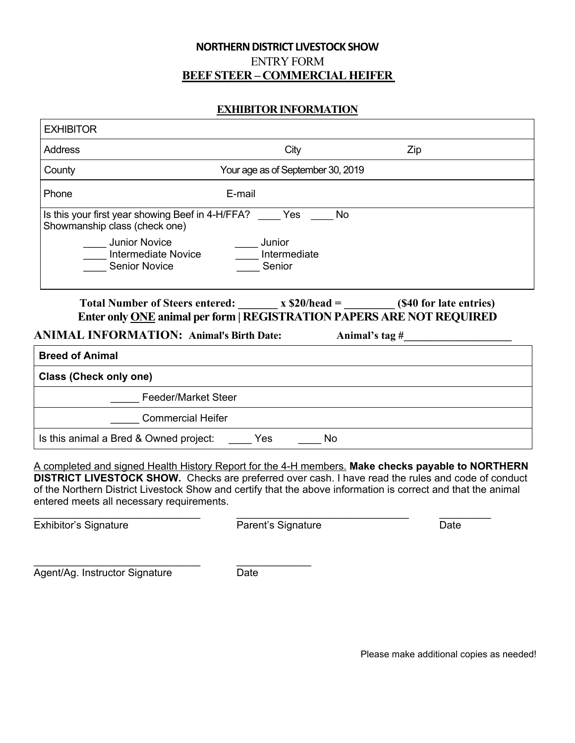# NORTHERN DISTRICT LIVESTOCK SHOW

ENTRY FORM

**BEEF STEER – COMMERCIAL HEIFER**

## EXHIBITOR INFORMATION

| | | |
|---|---|---|
| EXHIBITOR | | |
| Address | City | Zip |
| County | Your age as of September 30, 2019 | |
| Phone | E-mail | |

Is this your first year showing Beef in 4-H/FFA? ____ Yes ____ No

Showmanship class (check one)

____ Junior Novice ____ Junior
____ Intermediate Novice ____ Intermediate
____ Senior Novice ____ Senior

**Total Number of Steers entered: _______ x $20/head = _________ ($40 for late entries)**

**Enter only <u>ONE</u> animal per form | REGISTRATION PAPERS ARE NOT REQUIRED**

**ANIMAL INFORMATION: Animal's Birth Date: Animal's tag #____________________**

| |
|---|
| **Breed of Animal** |
| **Class (Check only one)** |
| _____ Feeder/Market Steer |
| _____ Commercial Heifer |
| Is this animal a Bred & Owned project: ____ Yes ____ No |

<u>A completed and signed Health History Report for the 4-H members.</u> **Make checks payable to NORTHERN DISTRICT LIVESTOCK SHOW.** Checks are preferred over cash. I have read the rules and code of conduct of the Northern District Livestock Show and certify that the above information is correct and that the animal entered meets all necessary requirements.

______________________________ ______________________________ _________
Exhibitor's Signature Parent's Signature Date

______________________________ _____________
Agent/Ag. Instructor Signature Date

Please make additional copies as needed!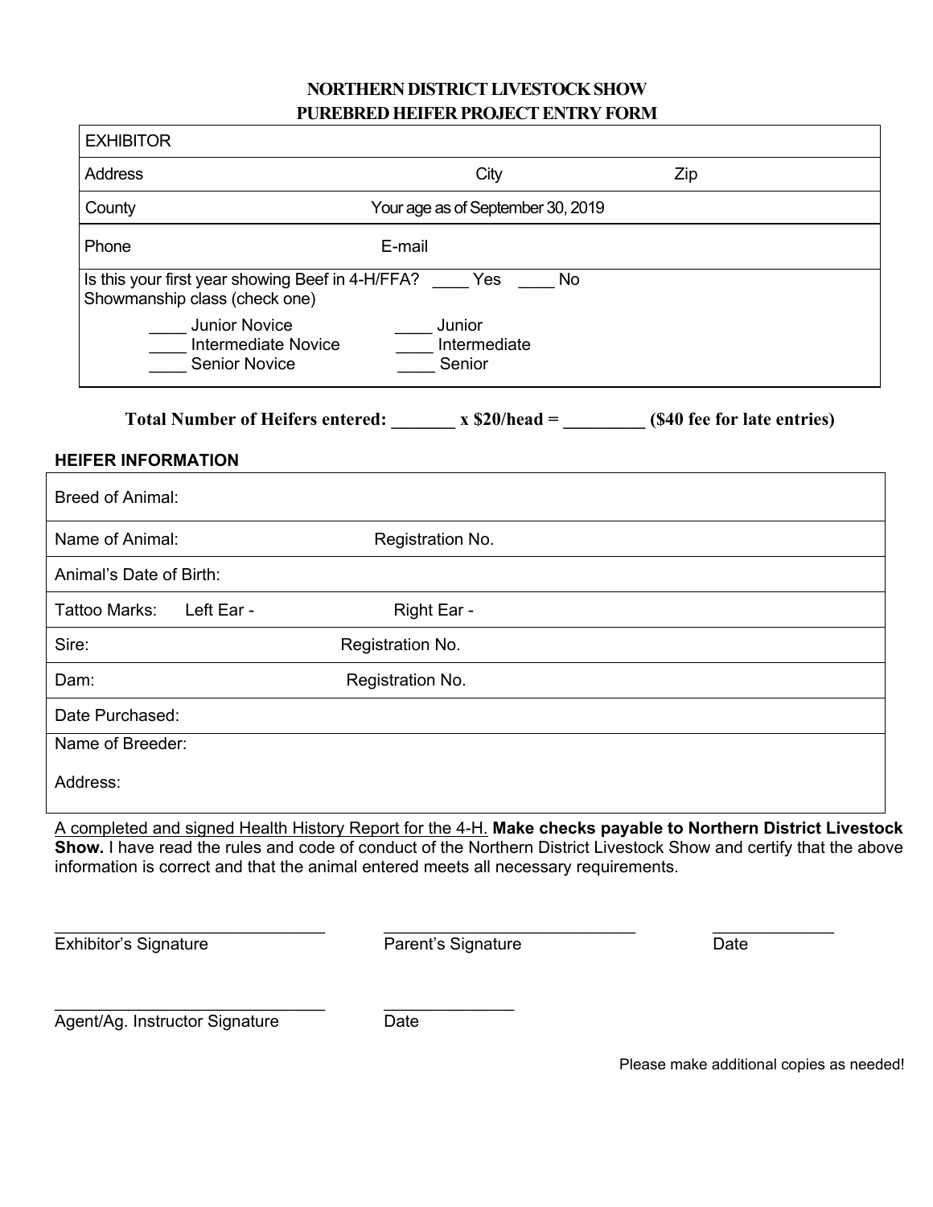# NORTHERN DISTRICT LIVESTOCK SHOW
## PUREBRED HEIFER PROJECT ENTRY FORM

| EXHIBITOR | | |
|---|---|---|
| Address | City | Zip |
| County | Your age as of September 30, 2019 | |
| Phone | E-mail | |

Is this your first year showing Beef in 4-H/FFA? ____ Yes ____ No

Showmanship class (check one)

| | |
|---|---|
| ____ Junior Novice | ____ Junior |
| ____ Intermediate Novice | ____ Intermediate |
| ____ Senior Novice | ____ Senior |

**Total Number of Heifers entered: _______ x $20/head = _________ ($40 fee for late entries)**

### HEIFER INFORMATION

| | |
|---|---|
| Breed of Animal: | |
| Name of Animal: | Registration No. |
| Animal's Date of Birth: | |
| Tattoo Marks: Left Ear - | Right Ear - |
| Sire: | Registration No. |
| Dam: | Registration No. |
| Date Purchased: | |
| Name of Breeder:<br>Address: | |

A completed and signed Health History Report for the 4-H. **Make checks payable to Northern District Livestock Show.** I have read the rules and code of conduct of the Northern District Livestock Show and certify that the above information is correct and that the animal entered meets all necessary requirements.

______________________________ Exhibitor's Signature

______________________________ Parent's Signature

_____________ Date

______________________________ Agent/Ag. Instructor Signature

______________ Date

Please make additional copies as needed!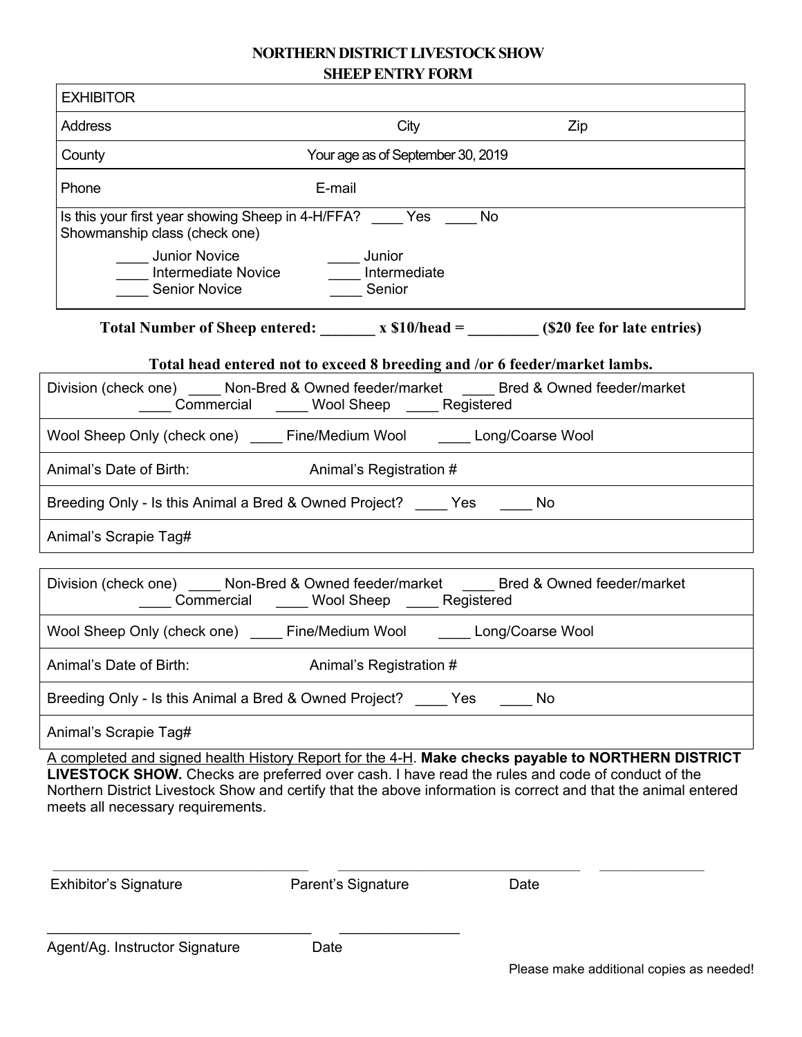# NORTHERN DISTRICT LIVESTOCK SHOW
## SHEEP ENTRY FORM

| EXHIBITOR | | |
|---|---|---|
| Address | City | Zip |
| County | Your age as of September 30, 2019 | |
| Phone | E-mail | |

Is this your first year showing Sheep in 4-H/FFA? ____ Yes ____ No

Showmanship class (check one)

____ Junior Novice ____ Junior
____ Intermediate Novice ____ Intermediate
____ Senior Novice ____ Senior

**Total Number of Sheep entered: _______ x $10/head = _________ ($20 fee for late entries)**

**Total head entered not to exceed 8 breeding and /or 6 feeder/market lambs.**

| Division (check one) ____ Non-Bred & Owned feeder/market ____ Bred & Owned feeder/market ____ Commercial ____ Wool Sheep ____ Registered | |
|---|---|
| Wool Sheep Only (check one) ____ Fine/Medium Wool ____ Long/Coarse Wool | |
| Animal's Date of Birth: | Animal's Registration # |
| Breeding Only - Is this Animal a Bred & Owned Project? ____ Yes ____ No | |
| Animal's Scrapie Tag# | |

| Division (check one) ____ Non-Bred & Owned feeder/market ____ Bred & Owned feeder/market ____ Commercial ____ Wool Sheep ____ Registered | |
|---|---|
| Wool Sheep Only (check one) ____ Fine/Medium Wool ____ Long/Coarse Wool | |
| Animal's Date of Birth: | Animal's Registration # |
| Breeding Only - Is this Animal a Bred & Owned Project? ____ Yes ____ No | |
| Animal's Scrapie Tag# | |

A completed and signed health History Report for the 4-H. **Make checks payable to NORTHERN DISTRICT LIVESTOCK SHOW.** Checks are preferred over cash. I have read the rules and code of conduct of the Northern District Livestock Show and certify that the above information is correct and that the animal entered meets all necessary requirements.

_______________________________ _______________________________ _____________

Exhibitor's Signature Parent's Signature Date

_______________________________ _____________

Agent/Ag. Instructor Signature Date

Please make additional copies as needed!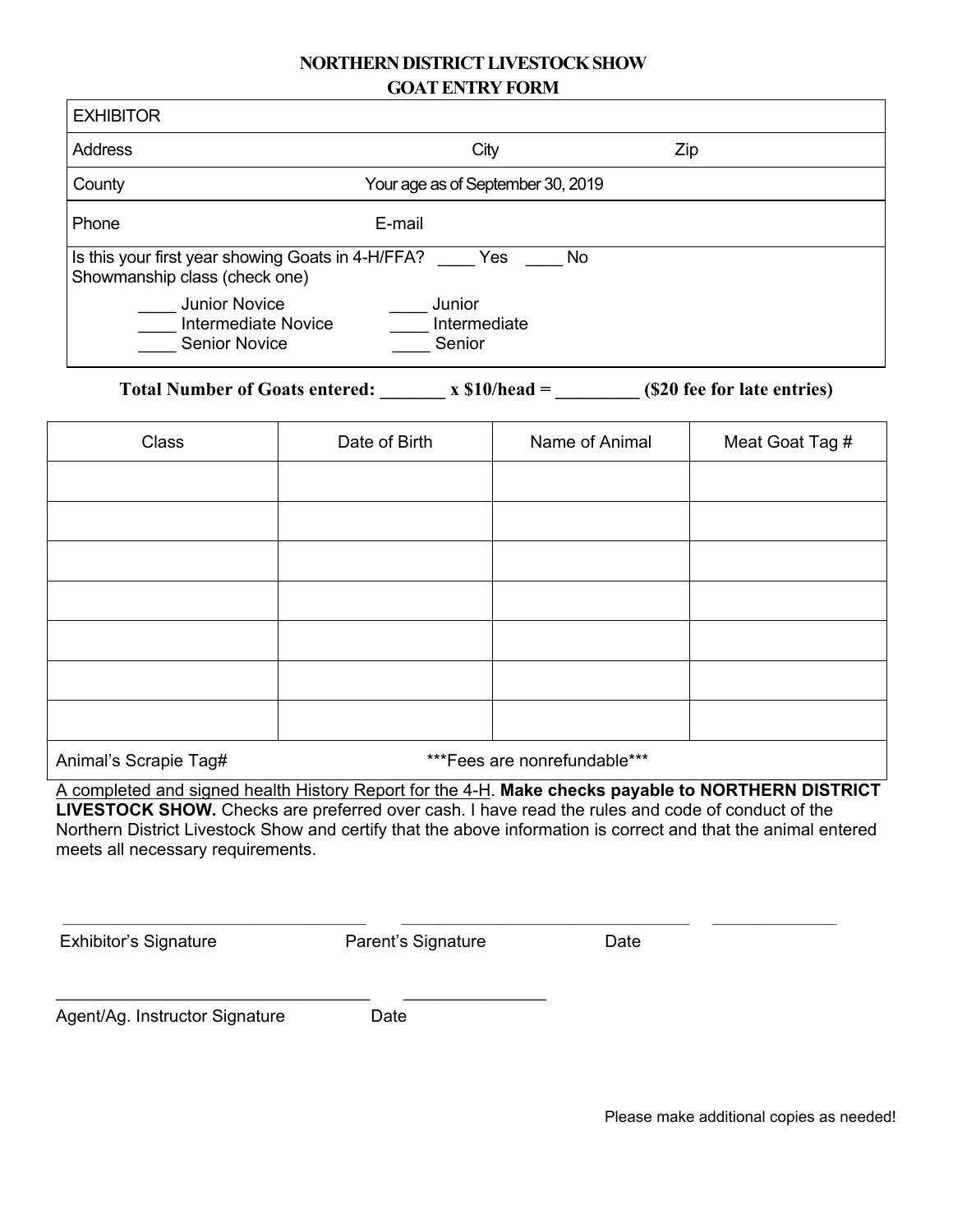# NORTHERN DISTRICT LIVESTOCK SHOW
## GOAT ENTRY FORM

| EXHIBITOR | | |
|---|---|---|
| Address | City | Zip |
| County | Your age as of September 30, 2019 | |
| Phone | E-mail | |

Is this your first year showing Goats in 4-H/FFA? ____ Yes ____ No

Showmanship class (check one)

____ Junior Novice ____ Junior
____ Intermediate Novice ____ Intermediate
____ Senior Novice ____ Senior

**Total Number of Goats entered: _______ x $10/head = _________ ($20 fee for late entries)**

| Class | Date of Birth | Name of Animal | Meat Goat Tag # |
|---|---|---|---|
| | | | |
| | | | |
| | | | |
| | | | |
| | | | |
| | | | |
| | | | |
| Animal's Scrapie Tag# | ***Fees are nonrefundable*** | | |

A completed and signed health History Report for the 4-H. **Make checks payable to NORTHERN DISTRICT LIVESTOCK SHOW.** Checks are preferred over cash. I have read the rules and code of conduct of the Northern District Livestock Show and certify that the above information is correct and that the animal entered meets all necessary requirements.

_________________________________ _________________________________ _____________

Exhibitor's Signature Parent's Signature Date

_________________________________ _______________

Agent/Ag. Instructor Signature Date

Please make additional copies as needed!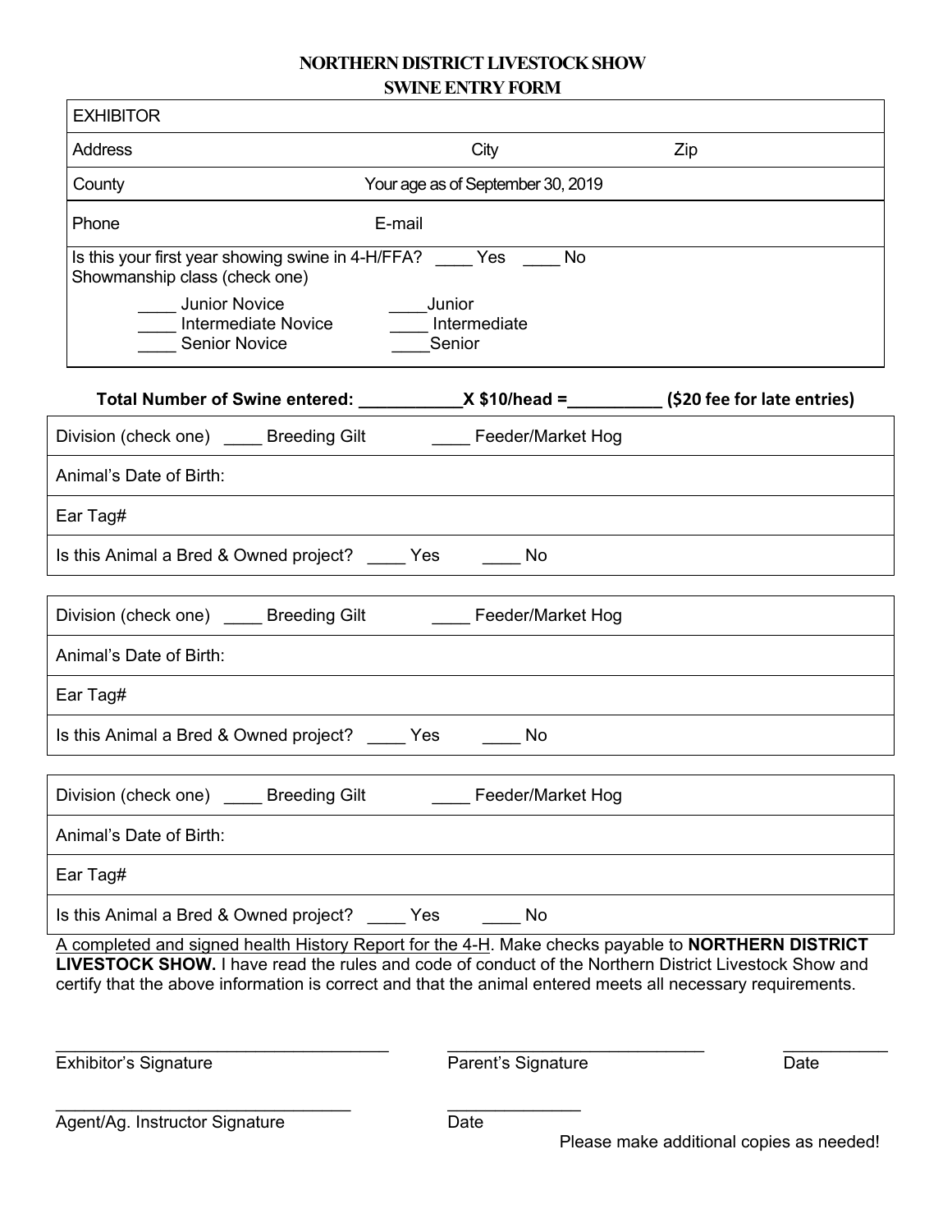# NORTHERN DISTRICT LIVESTOCK SHOW
## SWINE ENTRY FORM

| EXHIBITOR | | |
|---|---|---|
| Address | City | Zip |
| County | Your age as of September 30, 2019 | |
| Phone | E-mail | |

Is this your first year showing swine in 4-H/FFA? ____ Yes ____ No

Showmanship class (check one)

____ Junior Novice ____Junior
____ Intermediate Novice ____ Intermediate
____ Senior Novice ____Senior

**Total Number of Swine entered: ___________X $10/head =__________ ($20 fee for late entries)**

| Division (check one) ____ Breeding Gilt ____ Feeder/Market Hog |
|---|
| Animal's Date of Birth: |
| Ear Tag# |
| Is this Animal a Bred & Owned project? ____ Yes ____ No |

| Division (check one) ____ Breeding Gilt ____ Feeder/Market Hog |
|---|
| Animal's Date of Birth: |
| Ear Tag# |
| Is this Animal a Bred & Owned project? ____ Yes ____ No |

| Division (check one) ____ Breeding Gilt ____ Feeder/Market Hog |
|---|
| Animal's Date of Birth: |
| Ear Tag# |
| Is this Animal a Bred & Owned project? ____ Yes ____ No |

A completed and signed health History Report for the 4-H. Make checks payable to **NORTHERN DISTRICT LIVESTOCK SHOW.** I have read the rules and code of conduct of the Northern District Livestock Show and certify that the above information is correct and that the animal entered meets all necessary requirements.

___________________________________ ___________________________ __________

Exhibitor's Signature Parent's Signature Date

_______________________________ ______________

Agent/Ag. Instructor Signature Date

Please make additional copies as needed!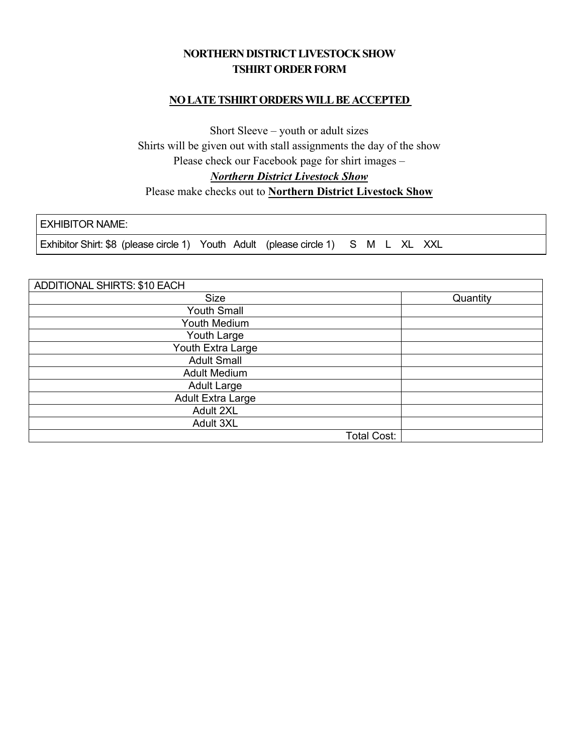# NORTHERN DISTRICT LIVESTOCK SHOW
# TSHIRT ORDER FORM

**NO LATE TSHIRT ORDERS WILL BE ACCEPTED**

Short Sleeve – youth or adult sizes

Shirts will be given out with stall assignments the day of the show

Please check our Facebook page for shirt images –

***Northern District Livestock Show***

Please make checks out to **Northern District Livestock Show**

| |
|---|
| EXHIBITOR NAME: |
| Exhibitor Shirt: $8 (please circle 1) Youth Adult (please circle 1) S M L XL XXL |

| ADDITIONAL SHIRTS: $10 EACH | |
|---|---|
| Size | Quantity |
| Youth Small | |
| Youth Medium | |
| Youth Large | |
| Youth Extra Large | |
| Adult Small | |
| Adult Medium | |
| Adult Large | |
| Adult Extra Large | |
| Adult 2XL | |
| Adult 3XL | |
| Total Cost: | |